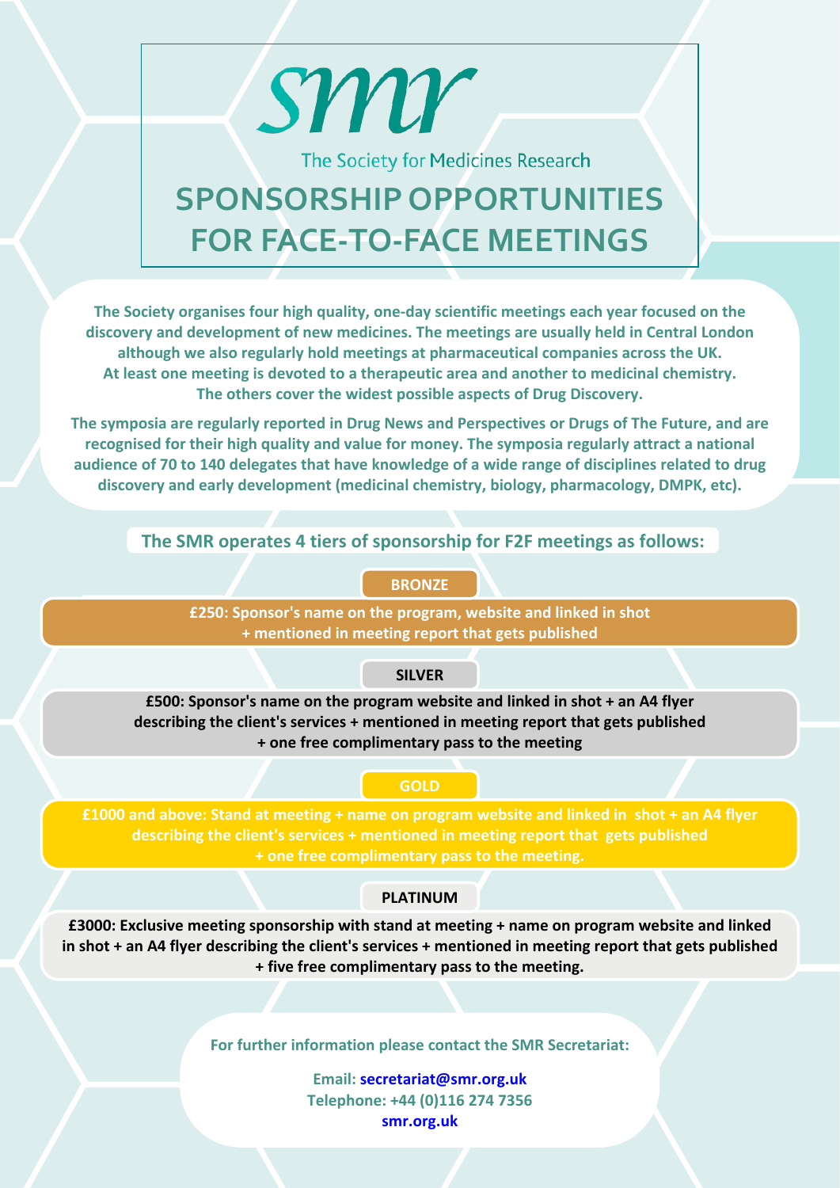smr

The Society for Medicines Research

# SPONSORSHIP OPPORTUNITIES FOR FACE-TO-FACE MEETINGS

**The Society organises four high quality, one-day scientific meetings each year focused on the discovery and development of new medicines. The meetings are usually held in Central London although we also regularly hold meetings at pharmaceutical companies across the UK. At least one meeting is devoted to a therapeutic area and another to medicinal chemistry. The others cover the widest possible aspects of Drug Discovery.**

**The symposia are regularly reported in Drug News and Perspectives or Drugs of The Future, and are recognised for their high quality and value for money. The symposia regularly attract a national audience of 70 to 140 delegates that have knowledge of a wide range of disciplines related to drug discovery and early development (medicinal chemistry, biology, pharmacology, DMPK, etc).**

## The SMR operates 4 tiers of sponsorship for F2F meetings as follows:

### BRONZE

**£250: Sponsor's name on the program, website and linked in shot + mentioned in meeting report that gets published**

### SILVER

**£500: Sponsor's name on the program website and linked in shot + an A4 flyer describing the client's services + mentioned in meeting report that gets published + one free complimentary pass to the meeting**

### GOLD

**£1000 and above: Stand at meeting + name on program website and linked in shot + an A4 flyer describing the client's services + mentioned in meeting report that gets published + one free complimentary pass to the meeting.**

### PLATINUM

**£3000: Exclusive meeting sponsorship with stand at meeting + name on program website and linked in shot + an A4 flyer describing the client's services + mentioned in meeting report that gets published + five free complimentary pass to the meeting.**

**For further information please contact the SMR Secretariat:**

**Email: secretariat@smr.org.uk**
**Telephone: +44 (0)116 274 7356**
**smr.org.uk**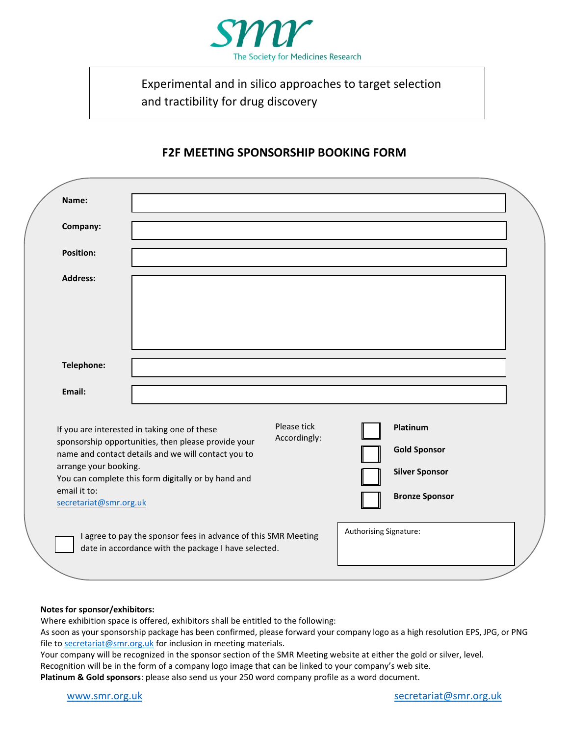smr

The Society for Medicines Research

Experimental and in silico approaches to target selection and tractibility for drug discovery

## F2F MEETING SPONSORSHIP BOOKING FORM

**Name:**

**Company:**

**Position:**

**Address:**

**Telephone:**

**Email:**

If you are interested in taking one of these sponsorship opportunities, then please provide your name and contact details and we will contact you to arrange your booking.
You can complete this form digitally or by hand and email it to:
secretariat@smr.org.uk

Please tick Accordingly:

- ☐ **Platinum**
- ☐ **Gold Sponsor**
- ☐ **Silver Sponsor**
- ☐ **Bronze Sponsor**

☐ I agree to pay the sponsor fees in advance of this SMR Meeting date in accordance with the package I have selected.

Authorising Signature:

**Notes for sponsor/exhibitors:**
Where exhibition space is offered, exhibitors shall be entitled to the following:
As soon as your sponsorship package has been confirmed, please forward your company logo as a high resolution EPS, JPG, or PNG file to secretariat@smr.org.uk for inclusion in meeting materials.
Your company will be recognized in the sponsor section of the SMR Meeting website at either the gold or silver, level.
Recognition will be in the form of a company logo image that can be linked to your company's web site.
**Platinum & Gold sponsors**: please also send us your 250 word company profile as a word document.

www.smr.org.uk secretariat@smr.org.uk